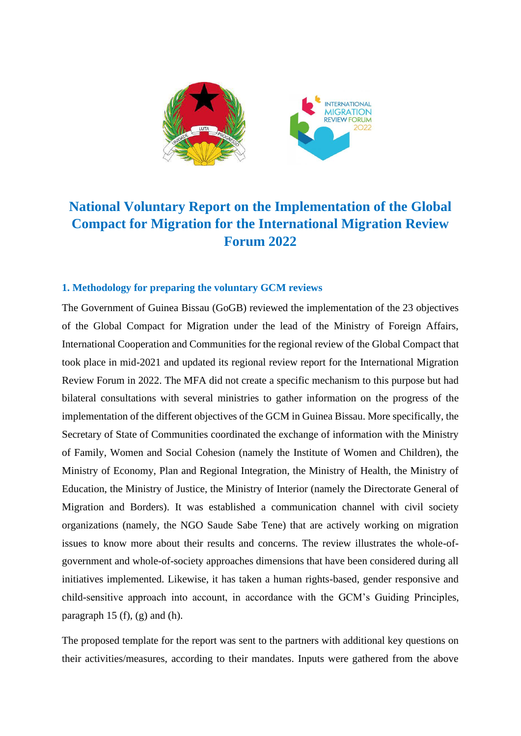# National Voluntary Report on the Implementation of the Global Compact for Migration for the International Migration Review Forum 2022

## 1. Methodology for preparing the voluntary GCM reviews

The Government of Guinea Bissau (GoGB) reviewed the implementation of the 23 objectives of the Global Compact for Migration under the lead of the Ministry of Foreign Affairs, International Cooperation and Communities for the regional review of the Global Compact that took place in mid-2021 and updated its regional review report for the International Migration Review Forum in 2022. The MFA did not create a specific mechanism to this purpose but had bilateral consultations with several ministries to gather information on the progress of the implementation of the different objectives of the GCM in Guinea Bissau. More specifically, the Secretary of State of Communities coordinated the exchange of information with the Ministry of Family, Women and Social Cohesion (namely the Institute of Women and Children), the Ministry of Economy, Plan and Regional Integration, the Ministry of Health, the Ministry of Education, the Ministry of Justice, the Ministry of Interior (namely the Directorate General of Migration and Borders). It was established a communication channel with civil society organizations (namely, the NGO Saude Sabe Tene) that are actively working on migration issues to know more about their results and concerns. The review illustrates the whole-of-government and whole-of-society approaches dimensions that have been considered during all initiatives implemented. Likewise, it has taken a human rights-based, gender responsive and child-sensitive approach into account, in accordance with the GCM's Guiding Principles, paragraph 15 (f), (g) and (h).

The proposed template for the report was sent to the partners with additional key questions on their activities/measures, according to their mandates. Inputs were gathered from the above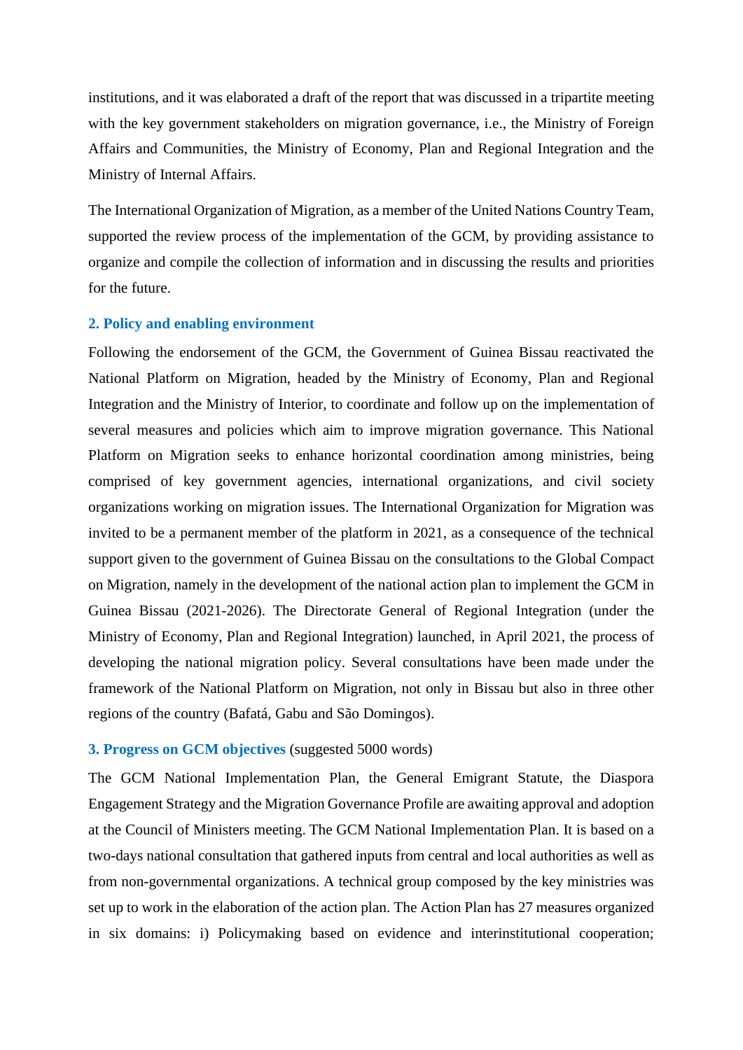institutions, and it was elaborated a draft of the report that was discussed in a tripartite meeting with the key government stakeholders on migration governance, i.e., the Ministry of Foreign Affairs and Communities, the Ministry of Economy, Plan and Regional Integration and the Ministry of Internal Affairs.

The International Organization of Migration, as a member of the United Nations Country Team, supported the review process of the implementation of the GCM, by providing assistance to organize and compile the collection of information and in discussing the results and priorities for the future.

## 2. Policy and enabling environment

Following the endorsement of the GCM, the Government of Guinea Bissau reactivated the National Platform on Migration, headed by the Ministry of Economy, Plan and Regional Integration and the Ministry of Interior, to coordinate and follow up on the implementation of several measures and policies which aim to improve migration governance. This National Platform on Migration seeks to enhance horizontal coordination among ministries, being comprised of key government agencies, international organizations, and civil society organizations working on migration issues. The International Organization for Migration was invited to be a permanent member of the platform in 2021, as a consequence of the technical support given to the government of Guinea Bissau on the consultations to the Global Compact on Migration, namely in the development of the national action plan to implement the GCM in Guinea Bissau (2021-2026). The Directorate General of Regional Integration (under the Ministry of Economy, Plan and Regional Integration) launched, in April 2021, the process of developing the national migration policy. Several consultations have been made under the framework of the National Platform on Migration, not only in Bissau but also in three other regions of the country (Bafatá, Gabu and São Domingos).

## 3. Progress on GCM objectives (suggested 5000 words)

The GCM National Implementation Plan, the General Emigrant Statute, the Diaspora Engagement Strategy and the Migration Governance Profile are awaiting approval and adoption at the Council of Ministers meeting. The GCM National Implementation Plan. It is based on a two-days national consultation that gathered inputs from central and local authorities as well as from non-governmental organizations. A technical group composed by the key ministries was set up to work in the elaboration of the action plan. The Action Plan has 27 measures organized in six domains: i) Policymaking based on evidence and interinstitutional cooperation;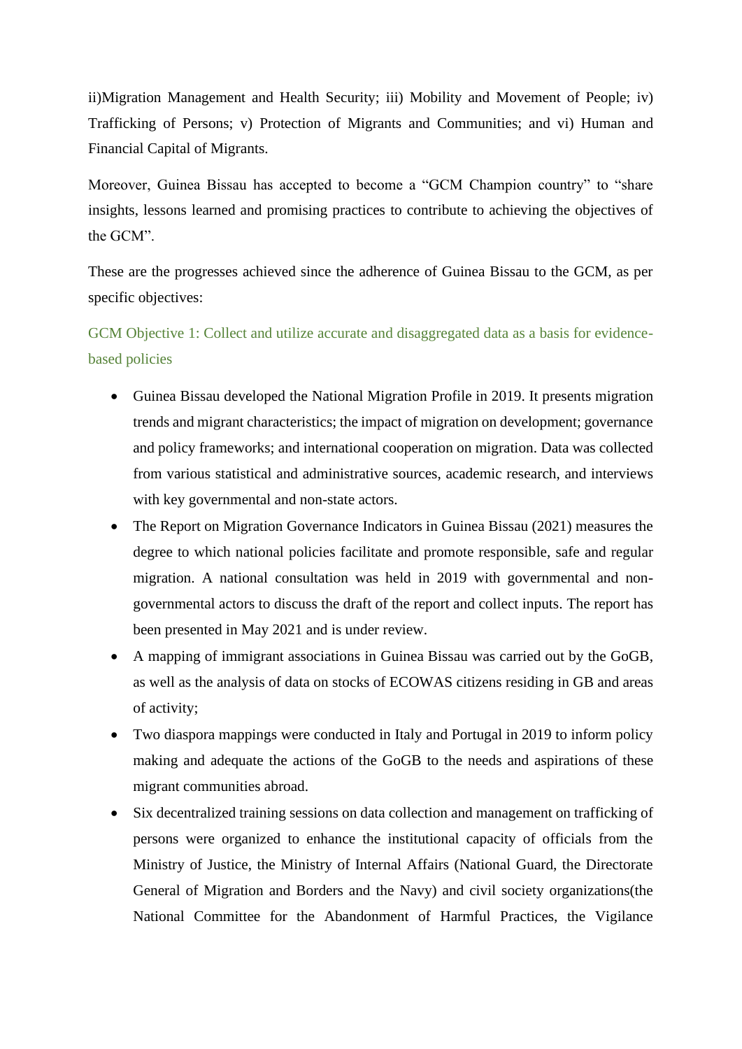ii)Migration Management and Health Security; iii) Mobility and Movement of People; iv) Trafficking of Persons; v) Protection of Migrants and Communities; and vi) Human and Financial Capital of Migrants.

Moreover, Guinea Bissau has accepted to become a "GCM Champion country" to "share insights, lessons learned and promising practices to contribute to achieving the objectives of the GCM".

These are the progresses achieved since the adherence of Guinea Bissau to the GCM, as per specific objectives:

### GCM Objective 1: Collect and utilize accurate and disaggregated data as a basis for evidence-based policies

- Guinea Bissau developed the National Migration Profile in 2019. It presents migration trends and migrant characteristics; the impact of migration on development; governance and policy frameworks; and international cooperation on migration. Data was collected from various statistical and administrative sources, academic research, and interviews with key governmental and non-state actors.
- The Report on Migration Governance Indicators in Guinea Bissau (2021) measures the degree to which national policies facilitate and promote responsible, safe and regular migration. A national consultation was held in 2019 with governmental and non-governmental actors to discuss the draft of the report and collect inputs. The report has been presented in May 2021 and is under review.
- A mapping of immigrant associations in Guinea Bissau was carried out by the GoGB, as well as the analysis of data on stocks of ECOWAS citizens residing in GB and areas of activity;
- Two diaspora mappings were conducted in Italy and Portugal in 2019 to inform policy making and adequate the actions of the GoGB to the needs and aspirations of these migrant communities abroad.
- Six decentralized training sessions on data collection and management on trafficking of persons were organized to enhance the institutional capacity of officials from the Ministry of Justice, the Ministry of Internal Affairs (National Guard, the Directorate General of Migration and Borders and the Navy) and civil society organizations(the National Committee for the Abandonment of Harmful Practices, the Vigilance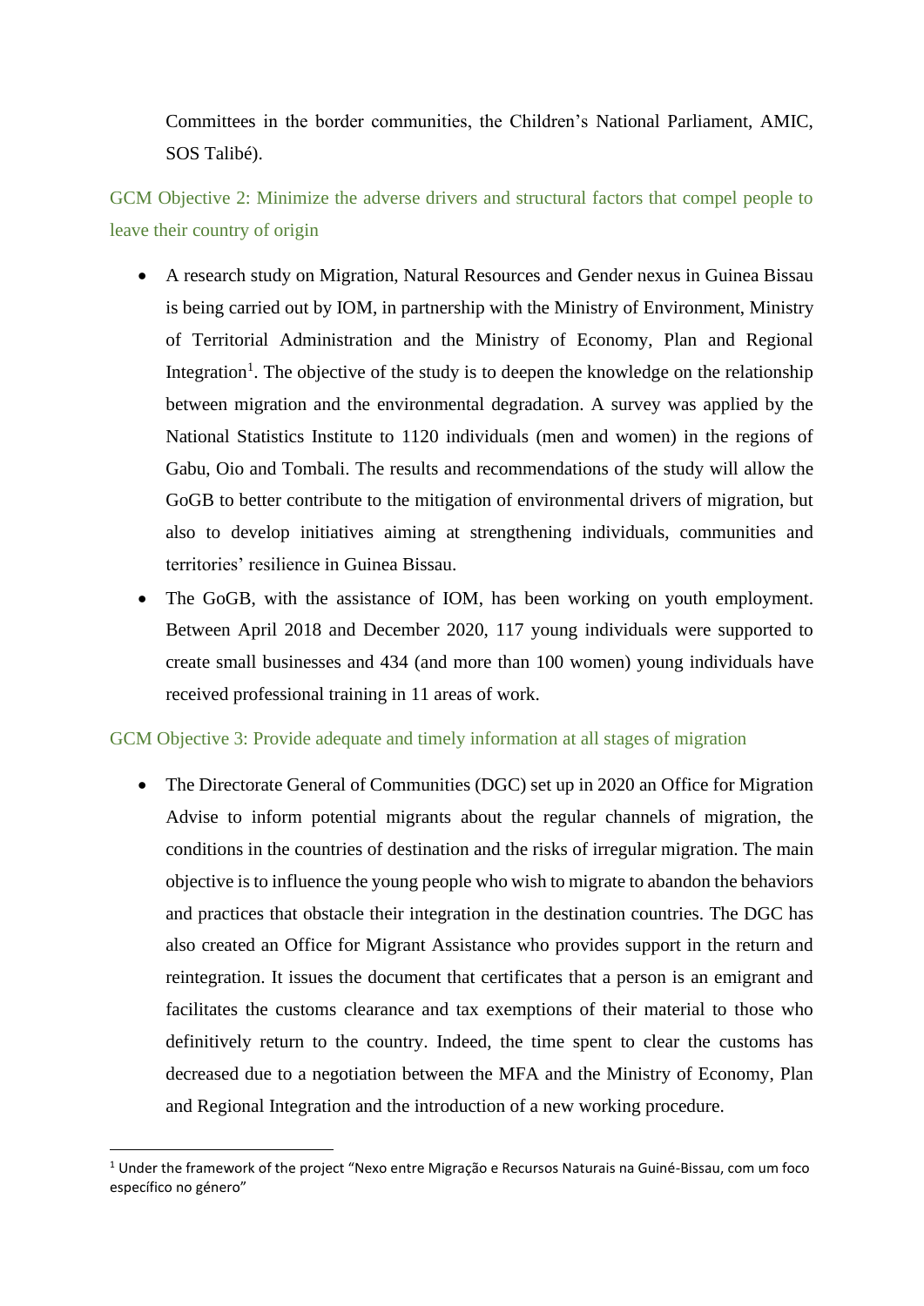Committees in the border communities, the Children's National Parliament, AMIC, SOS Talibé).

### GCM Objective 2: Minimize the adverse drivers and structural factors that compel people to leave their country of origin

- A research study on Migration, Natural Resources and Gender nexus in Guinea Bissau is being carried out by IOM, in partnership with the Ministry of Environment, Ministry of Territorial Administration and the Ministry of Economy, Plan and Regional Integration[1]. The objective of the study is to deepen the knowledge on the relationship between migration and the environmental degradation. A survey was applied by the National Statistics Institute to 1120 individuals (men and women) in the regions of Gabu, Oio and Tombali. The results and recommendations of the study will allow the GoGB to better contribute to the mitigation of environmental drivers of migration, but also to develop initiatives aiming at strengthening individuals, communities and territories' resilience in Guinea Bissau.
- The GoGB, with the assistance of IOM, has been working on youth employment. Between April 2018 and December 2020, 117 young individuals were supported to create small businesses and 434 (and more than 100 women) young individuals have received professional training in 11 areas of work.

### GCM Objective 3: Provide adequate and timely information at all stages of migration

- The Directorate General of Communities (DGC) set up in 2020 an Office for Migration Advise to inform potential migrants about the regular channels of migration, the conditions in the countries of destination and the risks of irregular migration. The main objective is to influence the young people who wish to migrate to abandon the behaviors and practices that obstacle their integration in the destination countries. The DGC has also created an Office for Migrant Assistance who provides support in the return and reintegration. It issues the document that certificates that a person is an emigrant and facilitates the customs clearance and tax exemptions of their material to those who definitively return to the country. Indeed, the time spent to clear the customs has decreased due to a negotiation between the MFA and the Ministry of Economy, Plan and Regional Integration and the introduction of a new working procedure.

[1] Under the framework of the project "Nexo entre Migração e Recursos Naturais na Guiné-Bissau, com um foco específico no género"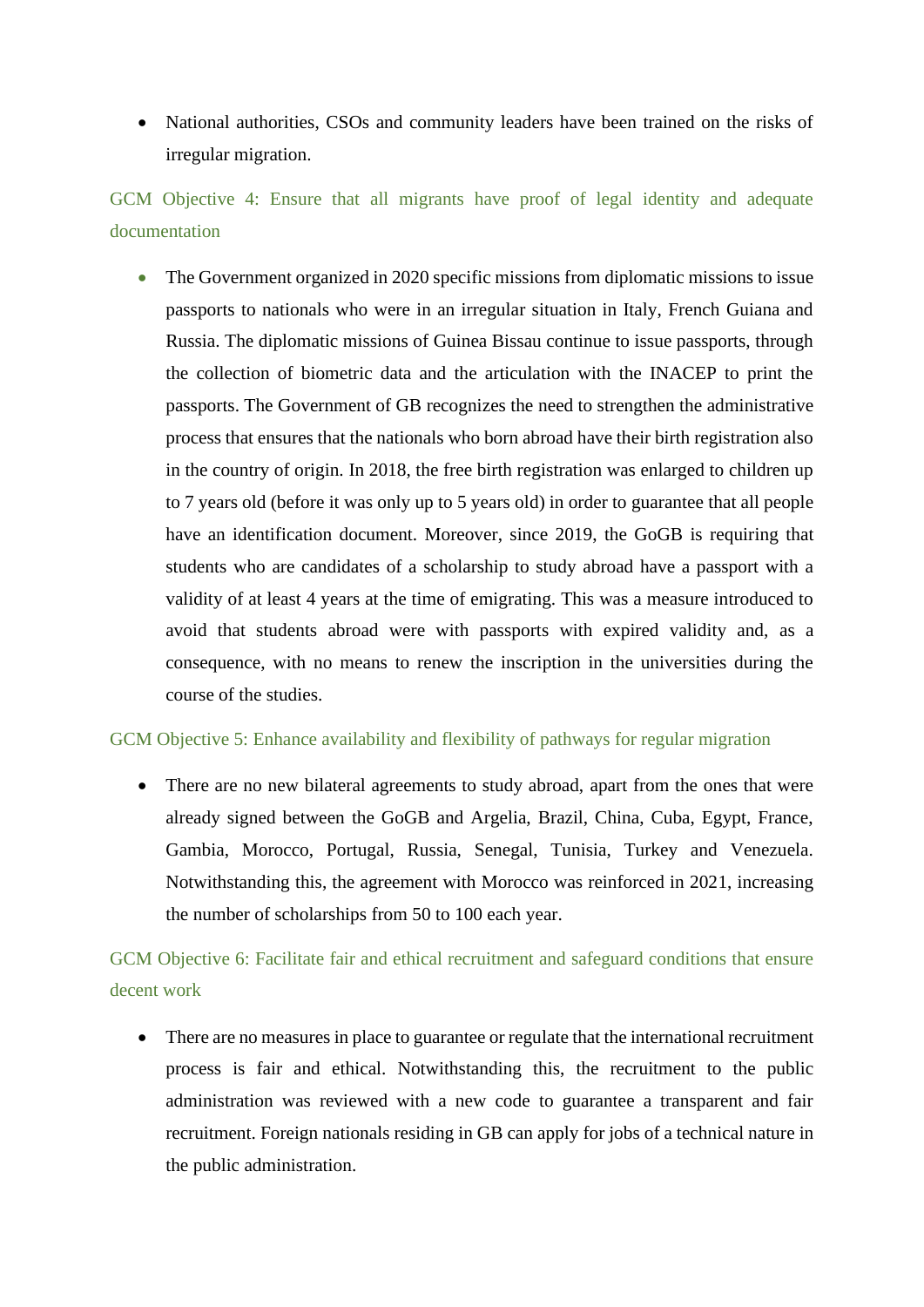- National authorities, CSOs and community leaders have been trained on the risks of irregular migration.

### GCM Objective 4: Ensure that all migrants have proof of legal identity and adequate documentation

- The Government organized in 2020 specific missions from diplomatic missions to issue passports to nationals who were in an irregular situation in Italy, French Guiana and Russia. The diplomatic missions of Guinea Bissau continue to issue passports, through the collection of biometric data and the articulation with the INACEP to print the passports. The Government of GB recognizes the need to strengthen the administrative process that ensures that the nationals who born abroad have their birth registration also in the country of origin. In 2018, the free birth registration was enlarged to children up to 7 years old (before it was only up to 5 years old) in order to guarantee that all people have an identification document. Moreover, since 2019, the GoGB is requiring that students who are candidates of a scholarship to study abroad have a passport with a validity of at least 4 years at the time of emigrating. This was a measure introduced to avoid that students abroad were with passports with expired validity and, as a consequence, with no means to renew the inscription in the universities during the course of the studies.

### GCM Objective 5: Enhance availability and flexibility of pathways for regular migration

- There are no new bilateral agreements to study abroad, apart from the ones that were already signed between the GoGB and Argelia, Brazil, China, Cuba, Egypt, France, Gambia, Morocco, Portugal, Russia, Senegal, Tunisia, Turkey and Venezuela. Notwithstanding this, the agreement with Morocco was reinforced in 2021, increasing the number of scholarships from 50 to 100 each year.

### GCM Objective 6: Facilitate fair and ethical recruitment and safeguard conditions that ensure decent work

- There are no measures in place to guarantee or regulate that the international recruitment process is fair and ethical. Notwithstanding this, the recruitment to the public administration was reviewed with a new code to guarantee a transparent and fair recruitment. Foreign nationals residing in GB can apply for jobs of a technical nature in the public administration.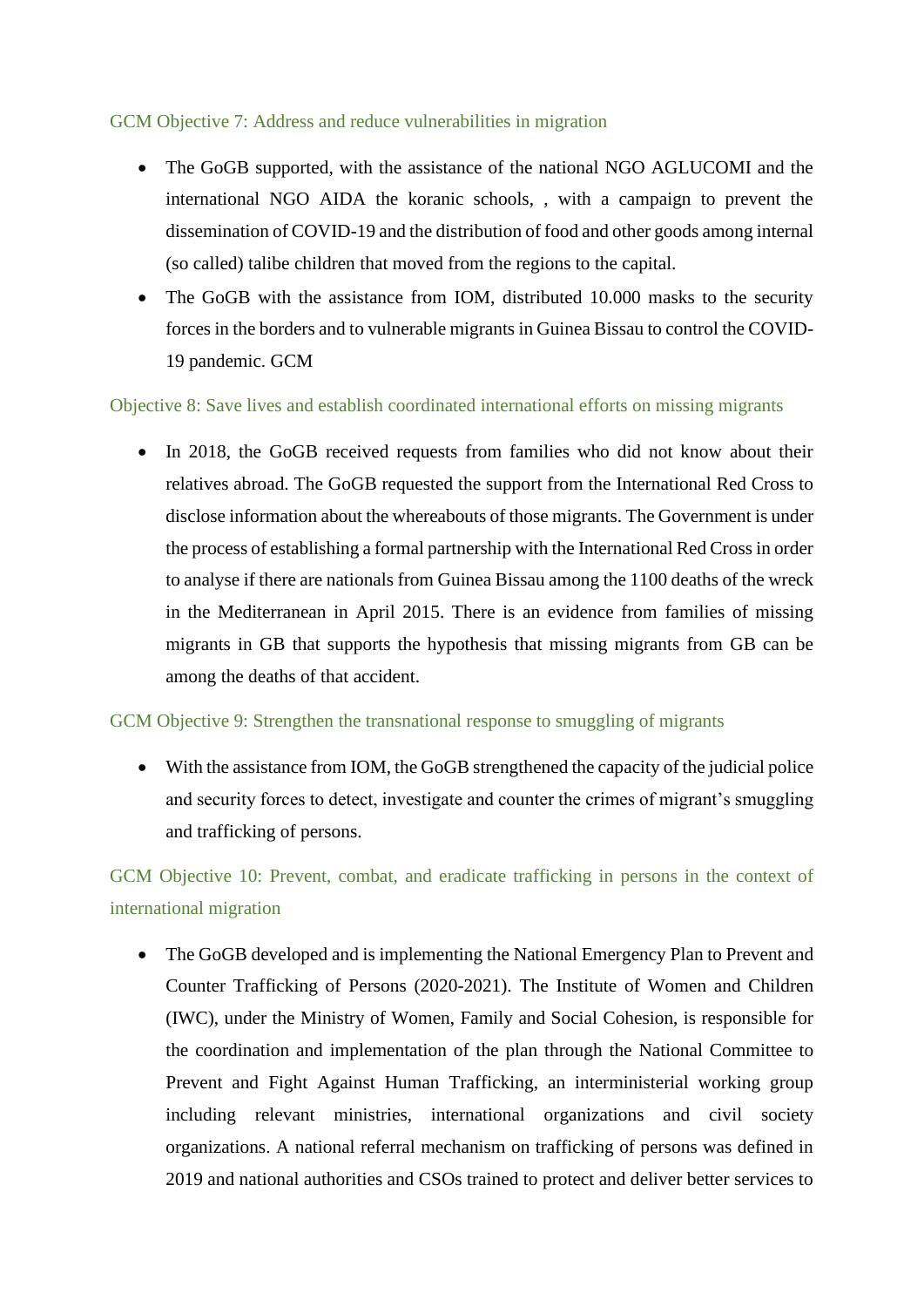GCM Objective 7: Address and reduce vulnerabilities in migration

- The GoGB supported, with the assistance of the national NGO AGLUCOMI and the international NGO AIDA the koranic schools, , with a campaign to prevent the dissemination of COVID-19 and the distribution of food and other goods among internal (so called) talibe children that moved from the regions to the capital.
- The GoGB with the assistance from IOM, distributed 10.000 masks to the security forces in the borders and to vulnerable migrants in Guinea Bissau to control the COVID-19 pandemic. GCM

Objective 8: Save lives and establish coordinated international efforts on missing migrants

- In 2018, the GoGB received requests from families who did not know about their relatives abroad. The GoGB requested the support from the International Red Cross to disclose information about the whereabouts of those migrants. The Government is under the process of establishing a formal partnership with the International Red Cross in order to analyse if there are nationals from Guinea Bissau among the 1100 deaths of the wreck in the Mediterranean in April 2015. There is an evidence from families of missing migrants in GB that supports the hypothesis that missing migrants from GB can be among the deaths of that accident.

GCM Objective 9: Strengthen the transnational response to smuggling of migrants

- With the assistance from IOM, the GoGB strengthened the capacity of the judicial police and security forces to detect, investigate and counter the crimes of migrant's smuggling and trafficking of persons.

GCM Objective 10: Prevent, combat, and eradicate trafficking in persons in the context of international migration

- The GoGB developed and is implementing the National Emergency Plan to Prevent and Counter Trafficking of Persons (2020-2021). The Institute of Women and Children (IWC), under the Ministry of Women, Family and Social Cohesion, is responsible for the coordination and implementation of the plan through the National Committee to Prevent and Fight Against Human Trafficking, an interministerial working group including relevant ministries, international organizations and civil society organizations. A national referral mechanism on trafficking of persons was defined in 2019 and national authorities and CSOs trained to protect and deliver better services to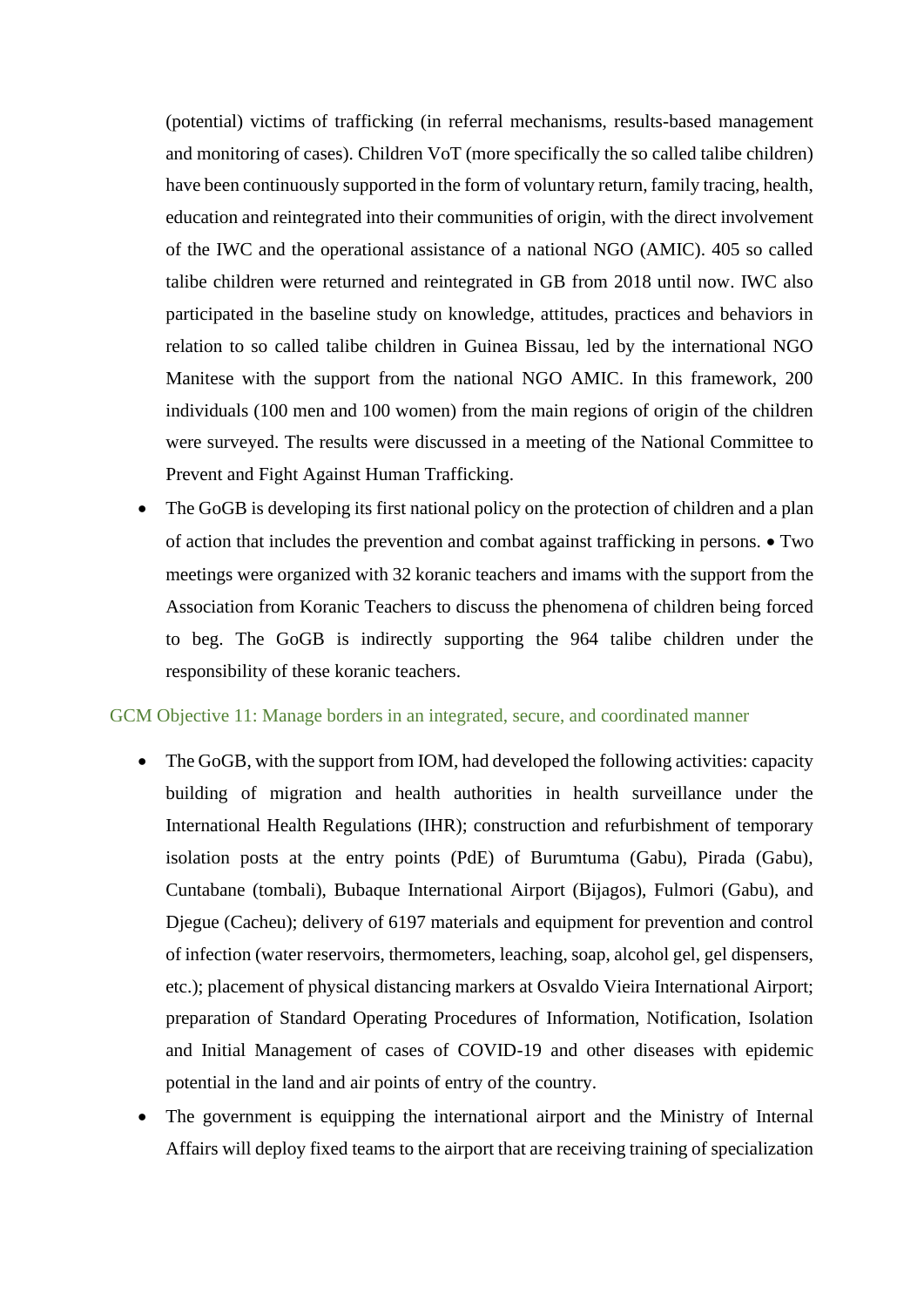(potential) victims of trafficking (in referral mechanisms, results-based management and monitoring of cases). Children VoT (more specifically the so called talibe children) have been continuously supported in the form of voluntary return, family tracing, health, education and reintegrated into their communities of origin, with the direct involvement of the IWC and the operational assistance of a national NGO (AMIC). 405 so called talibe children were returned and reintegrated in GB from 2018 until now. IWC also participated in the baseline study on knowledge, attitudes, practices and behaviors in relation to so called talibe children in Guinea Bissau, led by the international NGO Manitese with the support from the national NGO AMIC. In this framework, 200 individuals (100 men and 100 women) from the main regions of origin of the children were surveyed. The results were discussed in a meeting of the National Committee to Prevent and Fight Against Human Trafficking.

- The GoGB is developing its first national policy on the protection of children and a plan of action that includes the prevention and combat against trafficking in persons. • Two meetings were organized with 32 koranic teachers and imams with the support from the Association from Koranic Teachers to discuss the phenomena of children being forced to beg. The GoGB is indirectly supporting the 964 talibe children under the responsibility of these koranic teachers.

## GCM Objective 11: Manage borders in an integrated, secure, and coordinated manner

- The GoGB, with the support from IOM, had developed the following activities: capacity building of migration and health authorities in health surveillance under the International Health Regulations (IHR); construction and refurbishment of temporary isolation posts at the entry points (PdE) of Burumtuma (Gabu), Pirada (Gabu), Cuntabane (tombali), Bubaque International Airport (Bijagos), Fulmori (Gabu), and Djegue (Cacheu); delivery of 6197 materials and equipment for prevention and control of infection (water reservoirs, thermometers, leaching, soap, alcohol gel, gel dispensers, etc.); placement of physical distancing markers at Osvaldo Vieira International Airport; preparation of Standard Operating Procedures of Information, Notification, Isolation and Initial Management of cases of COVID-19 and other diseases with epidemic potential in the land and air points of entry of the country.
- The government is equipping the international airport and the Ministry of Internal Affairs will deploy fixed teams to the airport that are receiving training of specialization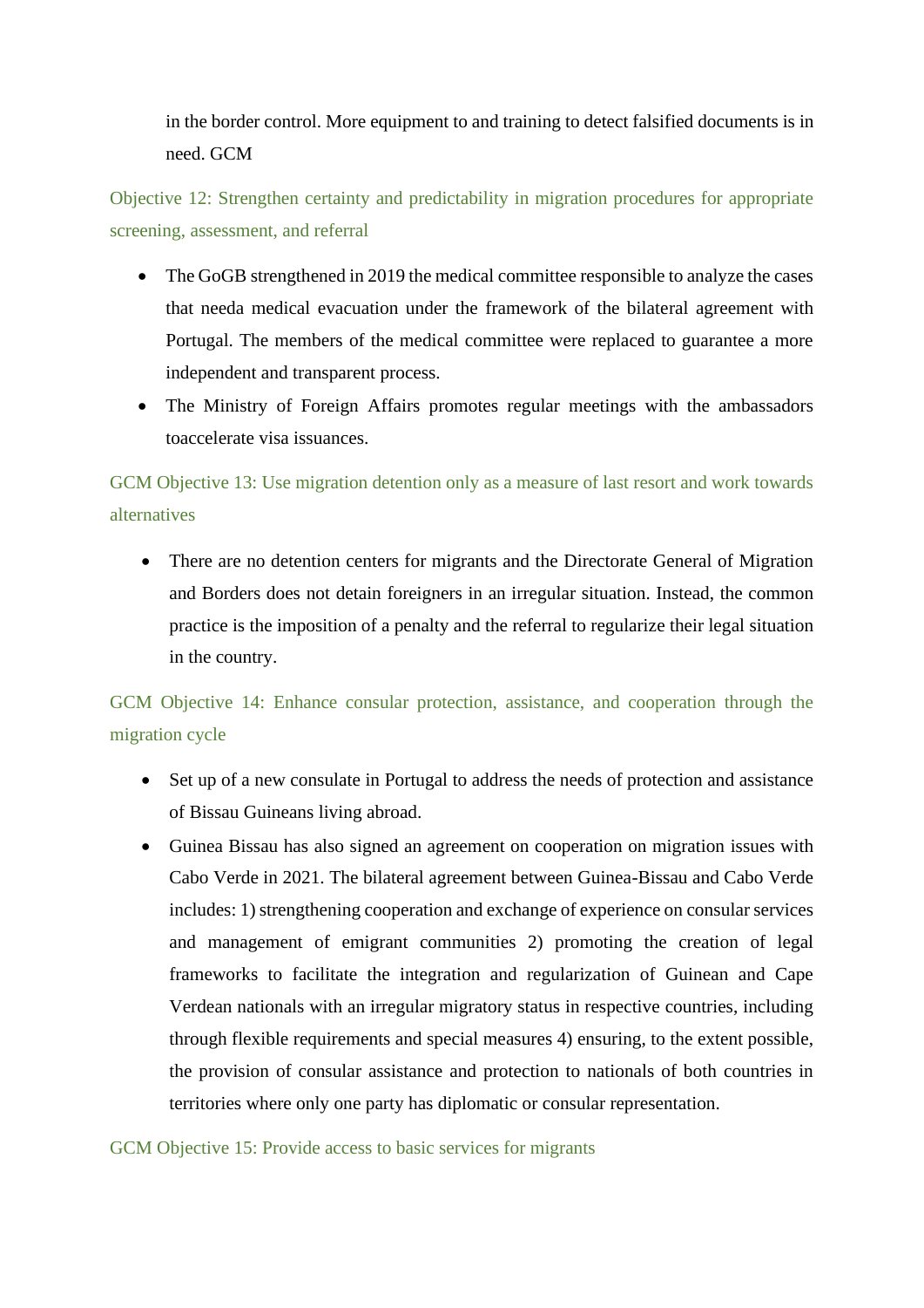in the border control. More equipment to and training to detect falsified documents is in need. GCM

### Objective 12: Strengthen certainty and predictability in migration procedures for appropriate screening, assessment, and referral

- The GoGB strengthened in 2019 the medical committee responsible to analyze the cases that needa medical evacuation under the framework of the bilateral agreement with Portugal. The members of the medical committee were replaced to guarantee a more independent and transparent process.
- The Ministry of Foreign Affairs promotes regular meetings with the ambassadors toaccelerate visa issuances.

### GCM Objective 13: Use migration detention only as a measure of last resort and work towards alternatives

- There are no detention centers for migrants and the Directorate General of Migration and Borders does not detain foreigners in an irregular situation. Instead, the common practice is the imposition of a penalty and the referral to regularize their legal situation in the country.

### GCM Objective 14: Enhance consular protection, assistance, and cooperation through the migration cycle

- Set up of a new consulate in Portugal to address the needs of protection and assistance of Bissau Guineans living abroad.
- Guinea Bissau has also signed an agreement on cooperation on migration issues with Cabo Verde in 2021. The bilateral agreement between Guinea-Bissau and Cabo Verde includes: 1) strengthening cooperation and exchange of experience on consular services and management of emigrant communities 2) promoting the creation of legal frameworks to facilitate the integration and regularization of Guinean and Cape Verdean nationals with an irregular migratory status in respective countries, including through flexible requirements and special measures 4) ensuring, to the extent possible, the provision of consular assistance and protection to nationals of both countries in territories where only one party has diplomatic or consular representation.

### GCM Objective 15: Provide access to basic services for migrants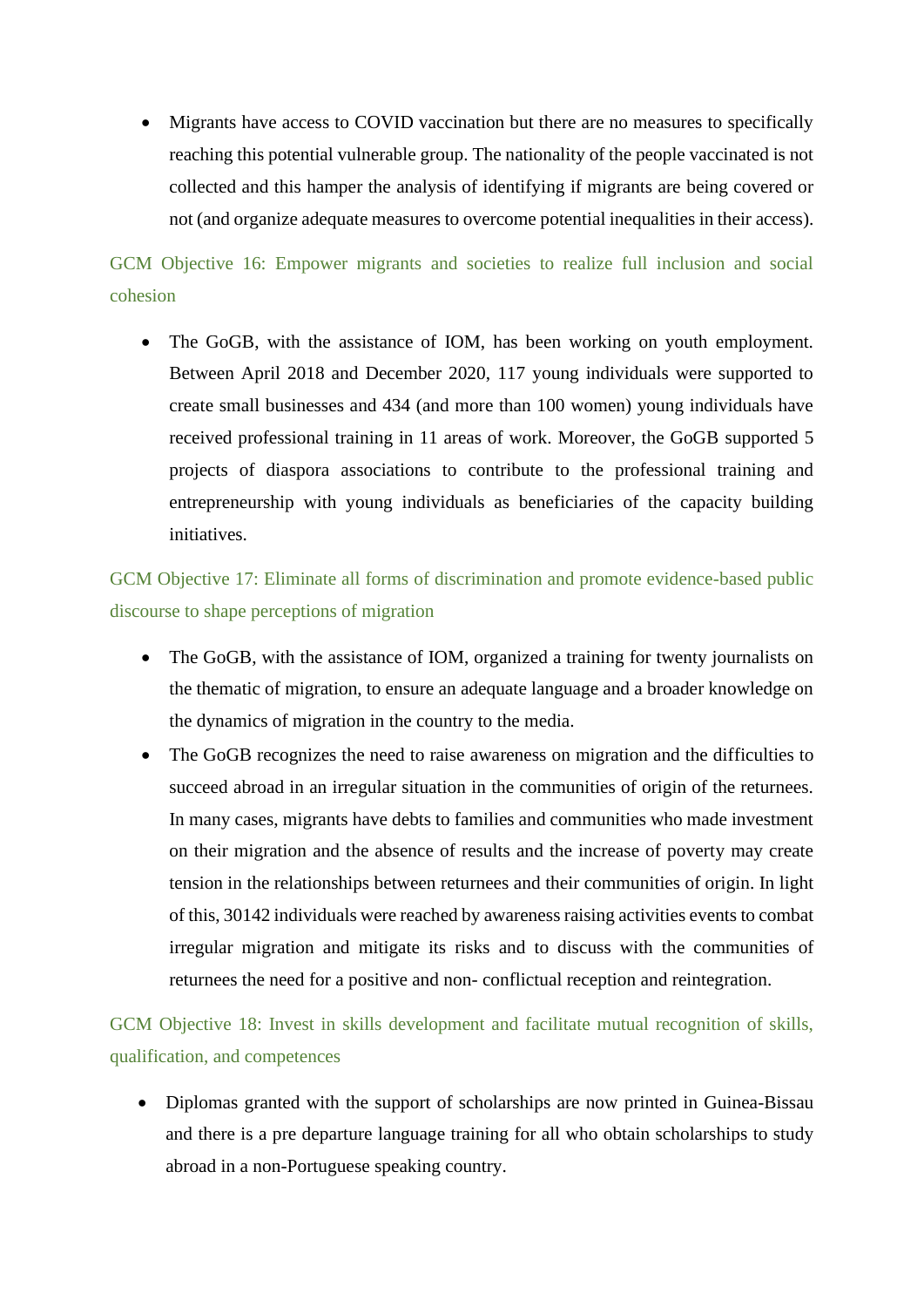- Migrants have access to COVID vaccination but there are no measures to specifically reaching this potential vulnerable group. The nationality of the people vaccinated is not collected and this hamper the analysis of identifying if migrants are being covered or not (and organize adequate measures to overcome potential inequalities in their access).

### GCM Objective 16: Empower migrants and societies to realize full inclusion and social cohesion

- The GoGB, with the assistance of IOM, has been working on youth employment. Between April 2018 and December 2020, 117 young individuals were supported to create small businesses and 434 (and more than 100 women) young individuals have received professional training in 11 areas of work. Moreover, the GoGB supported 5 projects of diaspora associations to contribute to the professional training and entrepreneurship with young individuals as beneficiaries of the capacity building initiatives.

### GCM Objective 17: Eliminate all forms of discrimination and promote evidence-based public discourse to shape perceptions of migration

- The GoGB, with the assistance of IOM, organized a training for twenty journalists on the thematic of migration, to ensure an adequate language and a broader knowledge on the dynamics of migration in the country to the media.
- The GoGB recognizes the need to raise awareness on migration and the difficulties to succeed abroad in an irregular situation in the communities of origin of the returnees. In many cases, migrants have debts to families and communities who made investment on their migration and the absence of results and the increase of poverty may create tension in the relationships between returnees and their communities of origin. In light of this, 30142 individuals were reached by awareness raising activities events to combat irregular migration and mitigate its risks and to discuss with the communities of returnees the need for a positive and non- conflictual reception and reintegration.

### GCM Objective 18: Invest in skills development and facilitate mutual recognition of skills, qualification, and competences

- Diplomas granted with the support of scholarships are now printed in Guinea-Bissau and there is a pre departure language training for all who obtain scholarships to study abroad in a non-Portuguese speaking country.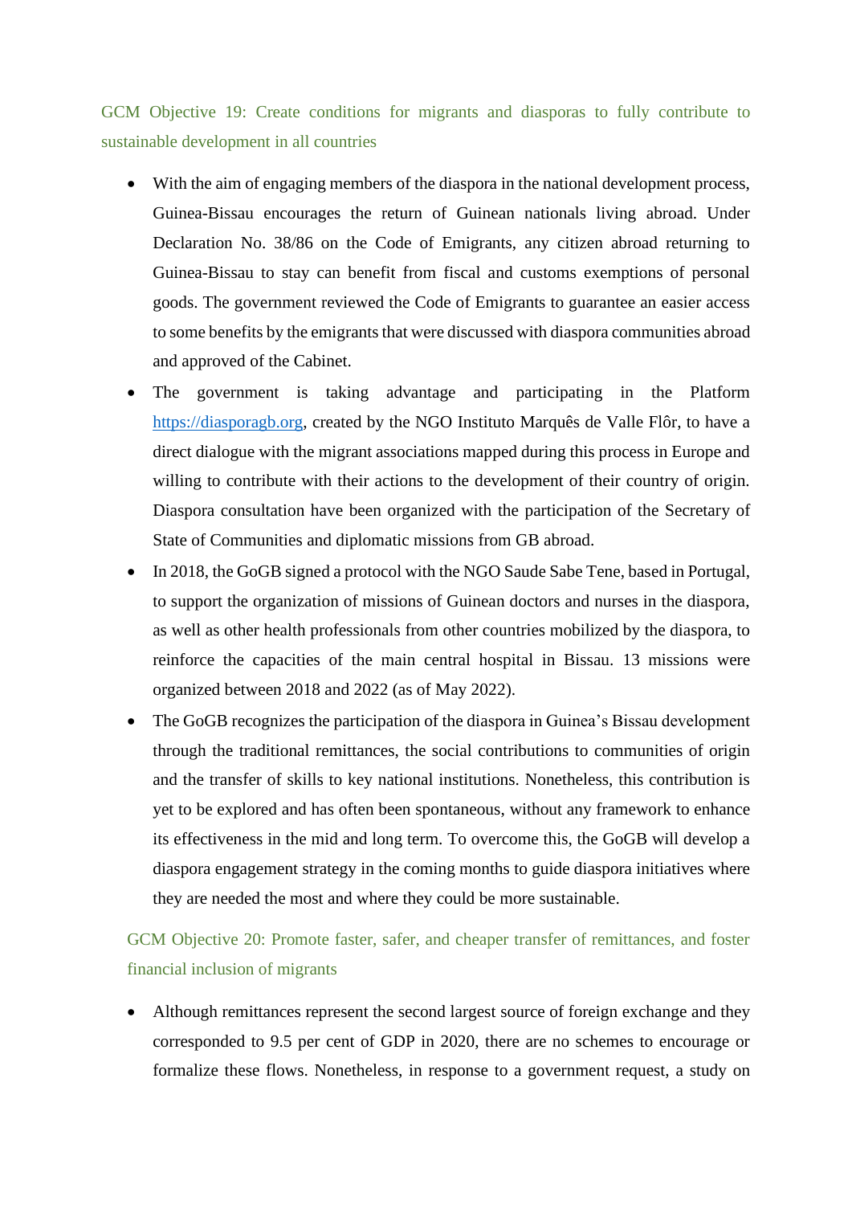### GCM Objective 19: Create conditions for migrants and diasporas to fully contribute to sustainable development in all countries

- With the aim of engaging members of the diaspora in the national development process, Guinea-Bissau encourages the return of Guinean nationals living abroad. Under Declaration No. 38/86 on the Code of Emigrants, any citizen abroad returning to Guinea-Bissau to stay can benefit from fiscal and customs exemptions of personal goods. The government reviewed the Code of Emigrants to guarantee an easier access to some benefits by the emigrants that were discussed with diaspora communities abroad and approved of the Cabinet.
- The government is taking advantage and participating in the Platform https://diasporagb.org, created by the NGO Instituto Marquês de Valle Flôr, to have a direct dialogue with the migrant associations mapped during this process in Europe and willing to contribute with their actions to the development of their country of origin. Diaspora consultation have been organized with the participation of the Secretary of State of Communities and diplomatic missions from GB abroad.
- In 2018, the GoGB signed a protocol with the NGO Saude Sabe Tene, based in Portugal, to support the organization of missions of Guinean doctors and nurses in the diaspora, as well as other health professionals from other countries mobilized by the diaspora, to reinforce the capacities of the main central hospital in Bissau. 13 missions were organized between 2018 and 2022 (as of May 2022).
- The GoGB recognizes the participation of the diaspora in Guinea's Bissau development through the traditional remittances, the social contributions to communities of origin and the transfer of skills to key national institutions. Nonetheless, this contribution is yet to be explored and has often been spontaneous, without any framework to enhance its effectiveness in the mid and long term. To overcome this, the GoGB will develop a diaspora engagement strategy in the coming months to guide diaspora initiatives where they are needed the most and where they could be more sustainable.

### GCM Objective 20: Promote faster, safer, and cheaper transfer of remittances, and foster financial inclusion of migrants

- Although remittances represent the second largest source of foreign exchange and they corresponded to 9.5 per cent of GDP in 2020, there are no schemes to encourage or formalize these flows. Nonetheless, in response to a government request, a study on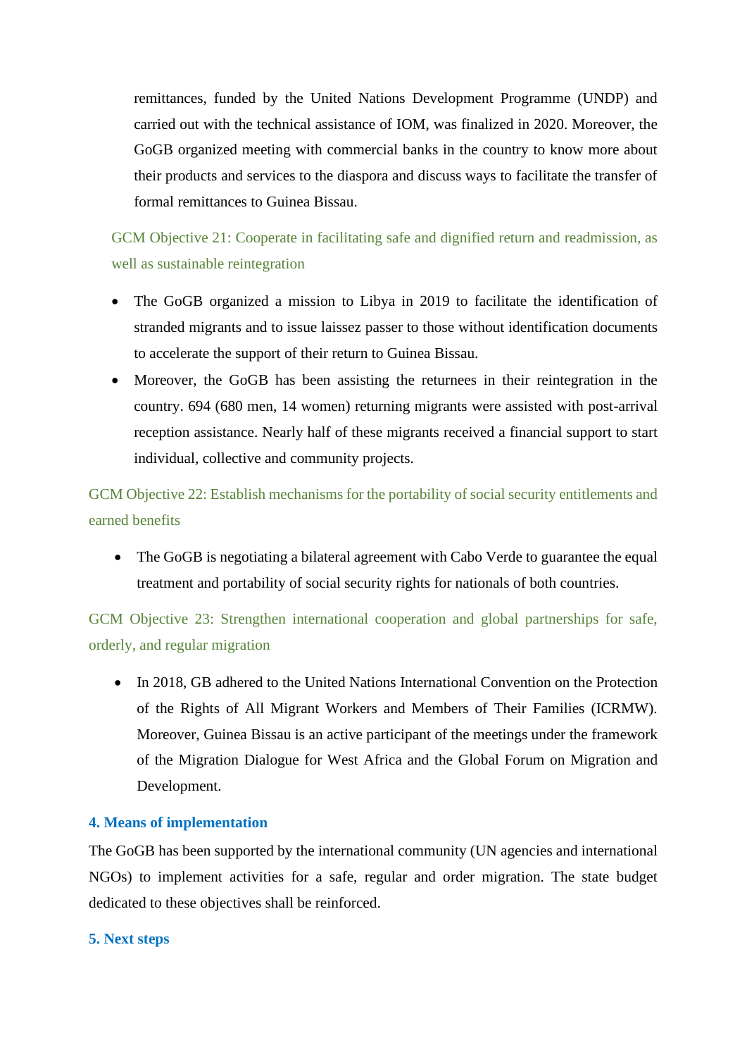remittances, funded by the United Nations Development Programme (UNDP) and carried out with the technical assistance of IOM, was finalized in 2020. Moreover, the GoGB organized meeting with commercial banks in the country to know more about their products and services to the diaspora and discuss ways to facilitate the transfer of formal remittances to Guinea Bissau.

### GCM Objective 21: Cooperate in facilitating safe and dignified return and readmission, as well as sustainable reintegration

- The GoGB organized a mission to Libya in 2019 to facilitate the identification of stranded migrants and to issue laissez passer to those without identification documents to accelerate the support of their return to Guinea Bissau.
- Moreover, the GoGB has been assisting the returnees in their reintegration in the country. 694 (680 men, 14 women) returning migrants were assisted with post-arrival reception assistance. Nearly half of these migrants received a financial support to start individual, collective and community projects.

### GCM Objective 22: Establish mechanisms for the portability of social security entitlements and earned benefits

- The GoGB is negotiating a bilateral agreement with Cabo Verde to guarantee the equal treatment and portability of social security rights for nationals of both countries.

### GCM Objective 23: Strengthen international cooperation and global partnerships for safe, orderly, and regular migration

- In 2018, GB adhered to the United Nations International Convention on the Protection of the Rights of All Migrant Workers and Members of Their Families (ICRMW). Moreover, Guinea Bissau is an active participant of the meetings under the framework of the Migration Dialogue for West Africa and the Global Forum on Migration and Development.

## 4. Means of implementation

The GoGB has been supported by the international community (UN agencies and international NGOs) to implement activities for a safe, regular and order migration. The state budget dedicated to these objectives shall be reinforced.

## 5. Next steps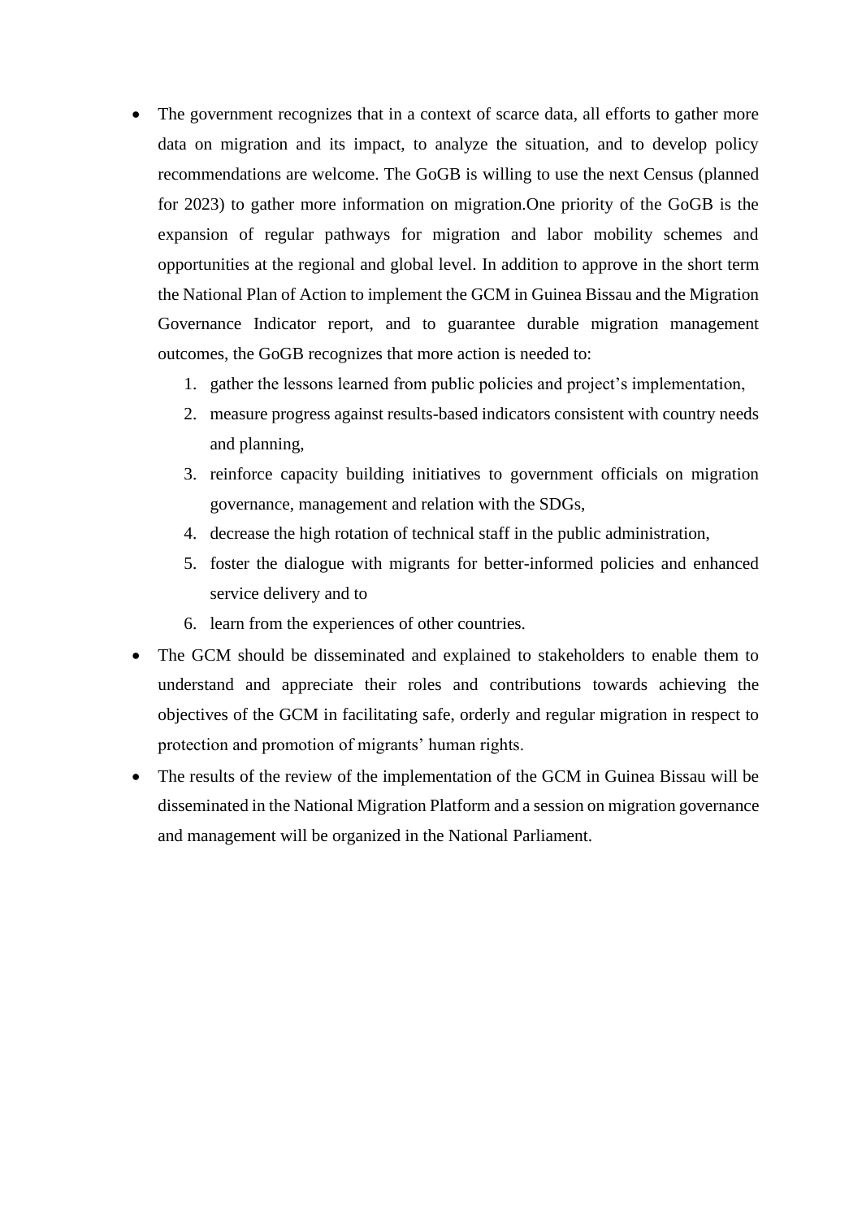- The government recognizes that in a context of scarce data, all efforts to gather more data on migration and its impact, to analyze the situation, and to develop policy recommendations are welcome. The GoGB is willing to use the next Census (planned for 2023) to gather more information on migration.One priority of the GoGB is the expansion of regular pathways for migration and labor mobility schemes and opportunities at the regional and global level. In addition to approve in the short term the National Plan of Action to implement the GCM in Guinea Bissau and the Migration Governance Indicator report, and to guarantee durable migration management outcomes, the GoGB recognizes that more action is needed to:
    1. gather the lessons learned from public policies and project's implementation,
    2. measure progress against results-based indicators consistent with country needs and planning,
    3. reinforce capacity building initiatives to government officials on migration governance, management and relation with the SDGs,
    4. decrease the high rotation of technical staff in the public administration,
    5. foster the dialogue with migrants for better-informed policies and enhanced service delivery and to
    6. learn from the experiences of other countries.
- The GCM should be disseminated and explained to stakeholders to enable them to understand and appreciate their roles and contributions towards achieving the objectives of the GCM in facilitating safe, orderly and regular migration in respect to protection and promotion of migrants' human rights.
- The results of the review of the implementation of the GCM in Guinea Bissau will be disseminated in the National Migration Platform and a session on migration governance and management will be organized in the National Parliament.